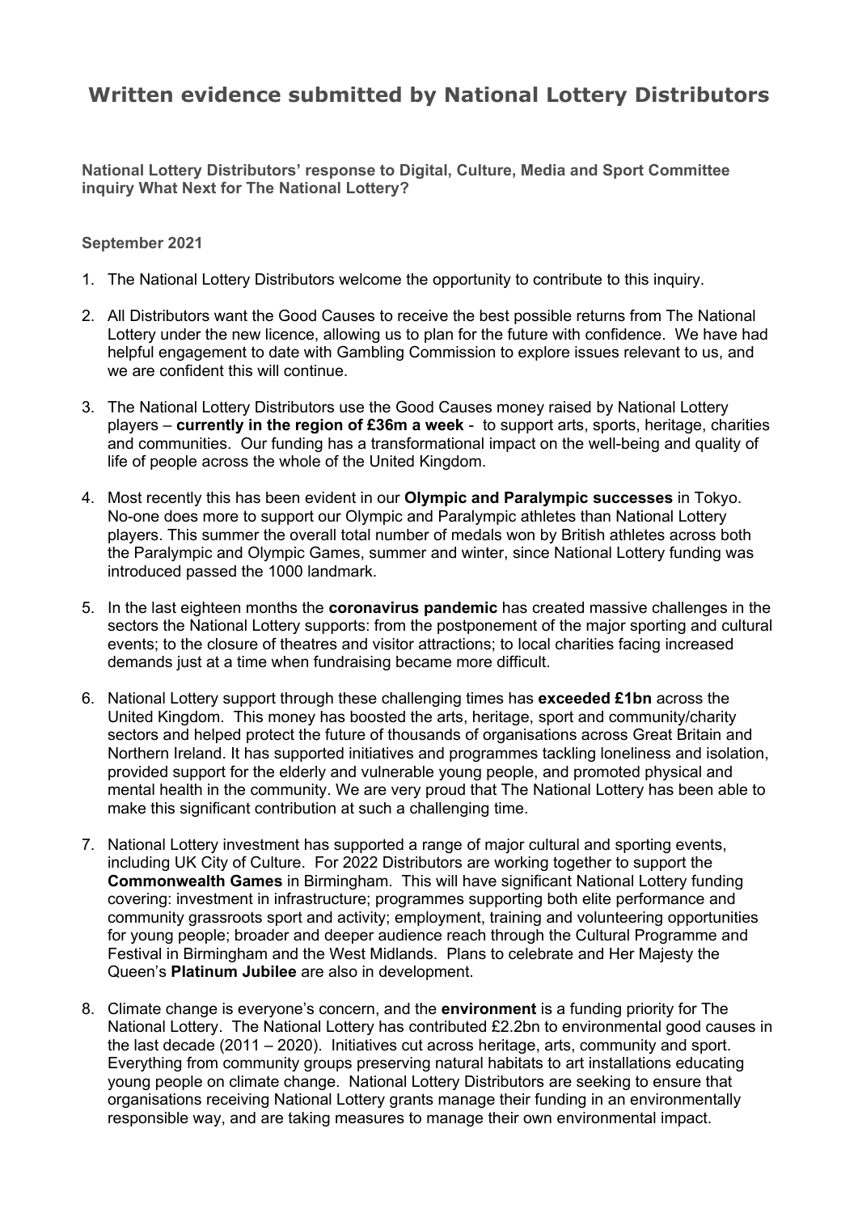# Written evidence submitted by National Lottery Distributors

**National Lottery Distributors' response to Digital, Culture, Media and Sport Committee inquiry What Next for The National Lottery?**

**September 2021**

1. The National Lottery Distributors welcome the opportunity to contribute to this inquiry.

2. All Distributors want the Good Causes to receive the best possible returns from The National Lottery under the new licence, allowing us to plan for the future with confidence. We have had helpful engagement to date with Gambling Commission to explore issues relevant to us, and we are confident this will continue.

3. The National Lottery Distributors use the Good Causes money raised by National Lottery players – **currently in the region of £36m a week** - to support arts, sports, heritage, charities and communities. Our funding has a transformational impact on the well-being and quality of life of people across the whole of the United Kingdom.

4. Most recently this has been evident in our **Olympic and Paralympic successes** in Tokyo. No-one does more to support our Olympic and Paralympic athletes than National Lottery players. This summer the overall total number of medals won by British athletes across both the Paralympic and Olympic Games, summer and winter, since National Lottery funding was introduced passed the 1000 landmark.

5. In the last eighteen months the **coronavirus pandemic** has created massive challenges in the sectors the National Lottery supports: from the postponement of the major sporting and cultural events; to the closure of theatres and visitor attractions; to local charities facing increased demands just at a time when fundraising became more difficult.

6. National Lottery support through these challenging times has **exceeded £1bn** across the United Kingdom. This money has boosted the arts, heritage, sport and community/charity sectors and helped protect the future of thousands of organisations across Great Britain and Northern Ireland. It has supported initiatives and programmes tackling loneliness and isolation, provided support for the elderly and vulnerable young people, and promoted physical and mental health in the community. We are very proud that The National Lottery has been able to make this significant contribution at such a challenging time.

7. National Lottery investment has supported a range of major cultural and sporting events, including UK City of Culture. For 2022 Distributors are working together to support the **Commonwealth Games** in Birmingham. This will have significant National Lottery funding covering: investment in infrastructure; programmes supporting both elite performance and community grassroots sport and activity; employment, training and volunteering opportunities for young people; broader and deeper audience reach through the Cultural Programme and Festival in Birmingham and the West Midlands. Plans to celebrate and Her Majesty the Queen's **Platinum Jubilee** are also in development.

8. Climate change is everyone's concern, and the **environment** is a funding priority for The National Lottery. The National Lottery has contributed £2.2bn to environmental good causes in the last decade (2011 – 2020). Initiatives cut across heritage, arts, community and sport. Everything from community groups preserving natural habitats to art installations educating young people on climate change. National Lottery Distributors are seeking to ensure that organisations receiving National Lottery grants manage their funding in an environmentally responsible way, and are taking measures to manage their own environmental impact.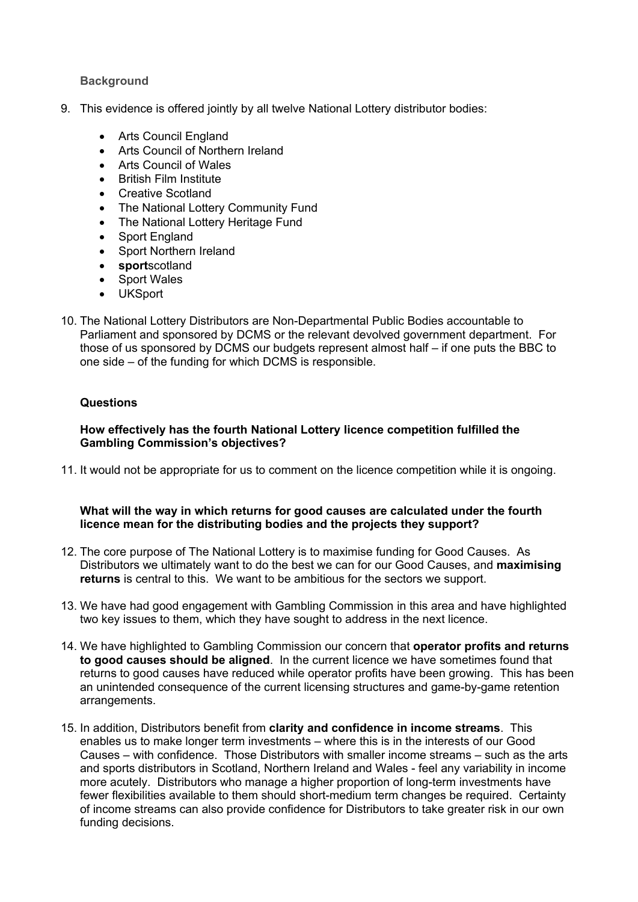### Background

9. This evidence is offered jointly by all twelve National Lottery distributor bodies:

   - Arts Council England
   - Arts Council of Northern Ireland
   - Arts Council of Wales
   - British Film Institute
   - Creative Scotland
   - The National Lottery Community Fund
   - The National Lottery Heritage Fund
   - Sport England
   - Sport Northern Ireland
   - **sport**scotland
   - Sport Wales
   - UKSport

10. The National Lottery Distributors are Non-Departmental Public Bodies accountable to Parliament and sponsored by DCMS or the relevant devolved government department. For those of us sponsored by DCMS our budgets represent almost half – if one puts the BBC to one side – of the funding for which DCMS is responsible.

### Questions

**How effectively has the fourth National Lottery licence competition fulfilled the Gambling Commission's objectives?**

11. It would not be appropriate for us to comment on the licence competition while it is ongoing.

**What will the way in which returns for good causes are calculated under the fourth licence mean for the distributing bodies and the projects they support?**

12. The core purpose of The National Lottery is to maximise funding for Good Causes. As Distributors we ultimately want to do the best we can for our Good Causes, and **maximising returns** is central to this. We want to be ambitious for the sectors we support.

13. We have had good engagement with Gambling Commission in this area and have highlighted two key issues to them, which they have sought to address in the next licence.

14. We have highlighted to Gambling Commission our concern that **operator profits and returns to good causes should be aligned**. In the current licence we have sometimes found that returns to good causes have reduced while operator profits have been growing. This has been an unintended consequence of the current licensing structures and game-by-game retention arrangements.

15. In addition, Distributors benefit from **clarity and confidence in income streams**. This enables us to make longer term investments – where this is in the interests of our Good Causes – with confidence. Those Distributors with smaller income streams – such as the arts and sports distributors in Scotland, Northern Ireland and Wales - feel any variability in income more acutely. Distributors who manage a higher proportion of long-term investments have fewer flexibilities available to them should short-medium term changes be required. Certainty of income streams can also provide confidence for Distributors to take greater risk in our own funding decisions.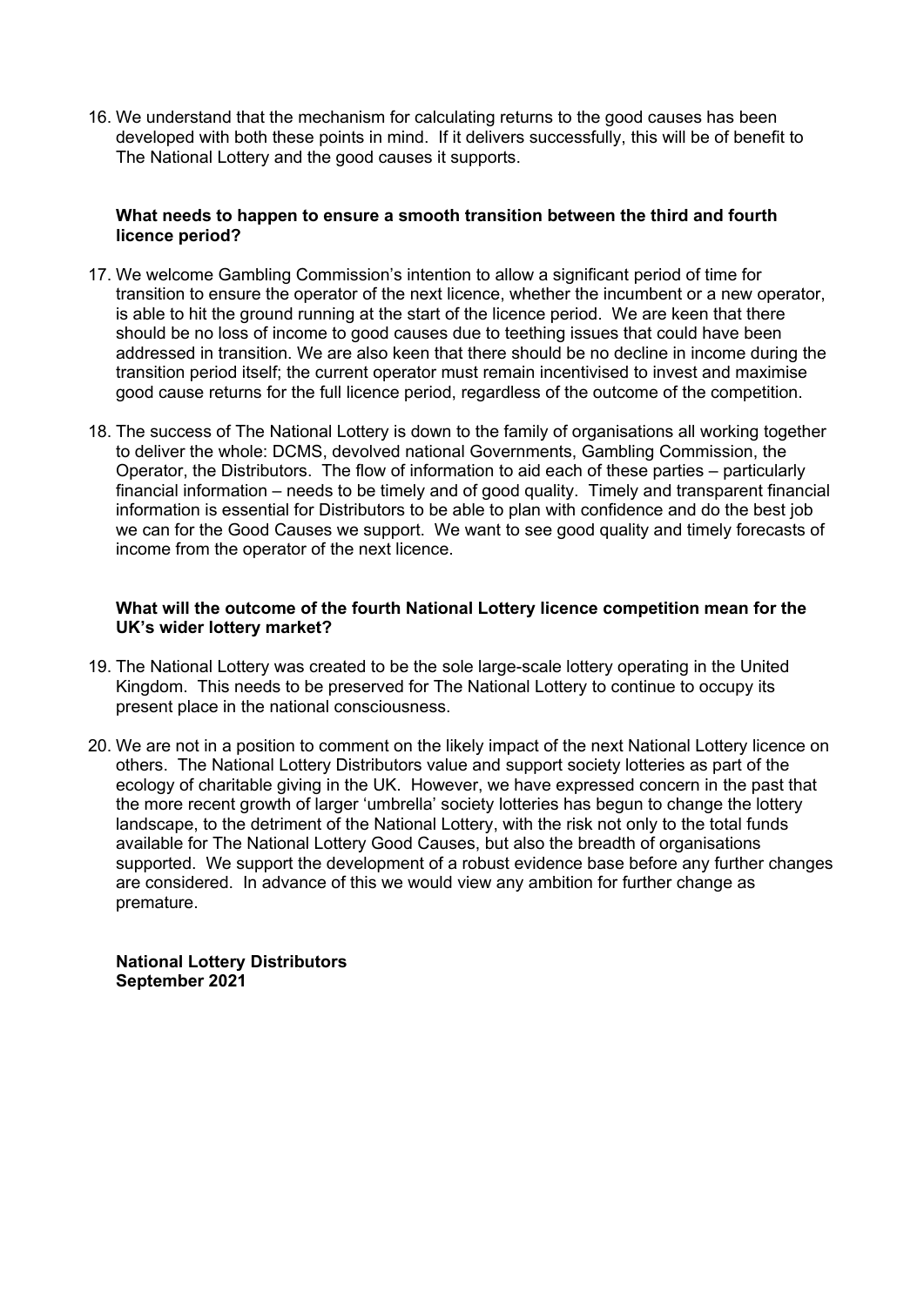16. We understand that the mechanism for calculating returns to the good causes has been developed with both these points in mind. If it delivers successfully, this will be of benefit to The National Lottery and the good causes it supports.

**What needs to happen to ensure a smooth transition between the third and fourth licence period?**

17. We welcome Gambling Commission's intention to allow a significant period of time for transition to ensure the operator of the next licence, whether the incumbent or a new operator, is able to hit the ground running at the start of the licence period. We are keen that there should be no loss of income to good causes due to teething issues that could have been addressed in transition. We are also keen that there should be no decline in income during the transition period itself; the current operator must remain incentivised to invest and maximise good cause returns for the full licence period, regardless of the outcome of the competition.

18. The success of The National Lottery is down to the family of organisations all working together to deliver the whole: DCMS, devolved national Governments, Gambling Commission, the Operator, the Distributors. The flow of information to aid each of these parties – particularly financial information – needs to be timely and of good quality. Timely and transparent financial information is essential for Distributors to be able to plan with confidence and do the best job we can for the Good Causes we support. We want to see good quality and timely forecasts of income from the operator of the next licence.

**What will the outcome of the fourth National Lottery licence competition mean for the UK's wider lottery market?**

19. The National Lottery was created to be the sole large-scale lottery operating in the United Kingdom. This needs to be preserved for The National Lottery to continue to occupy its present place in the national consciousness.

20. We are not in a position to comment on the likely impact of the next National Lottery licence on others. The National Lottery Distributors value and support society lotteries as part of the ecology of charitable giving in the UK. However, we have expressed concern in the past that the more recent growth of larger 'umbrella' society lotteries has begun to change the lottery landscape, to the detriment of the National Lottery, with the risk not only to the total funds available for The National Lottery Good Causes, but also the breadth of organisations supported. We support the development of a robust evidence base before any further changes are considered. In advance of this we would view any ambition for further change as premature.

**National Lottery Distributors**
**September 2021**